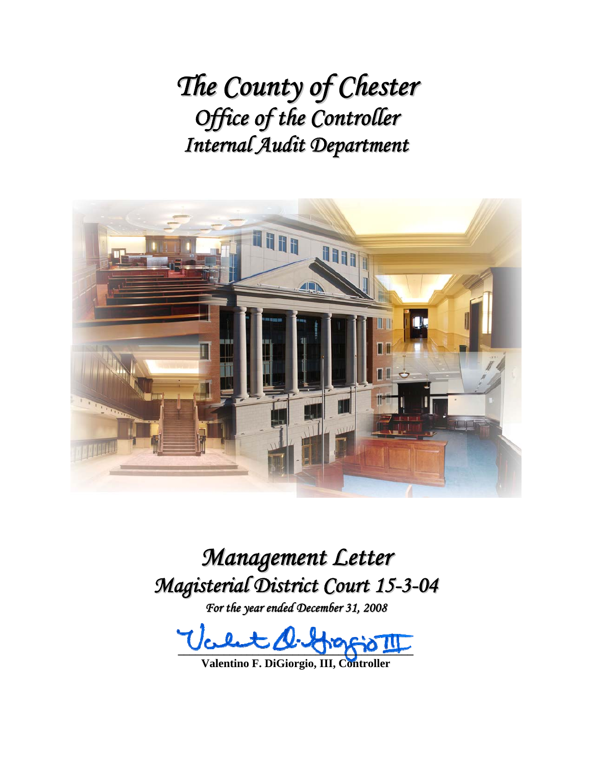# *The County of Chester*
## *Office of the Controller*
## *Internal Audit Department*

# *Management Letter*
# *Magisterial District Court 15-3-04*

*For the year ended December 31, 2008*

**Valentino F. DiGiorgio, III, Controller**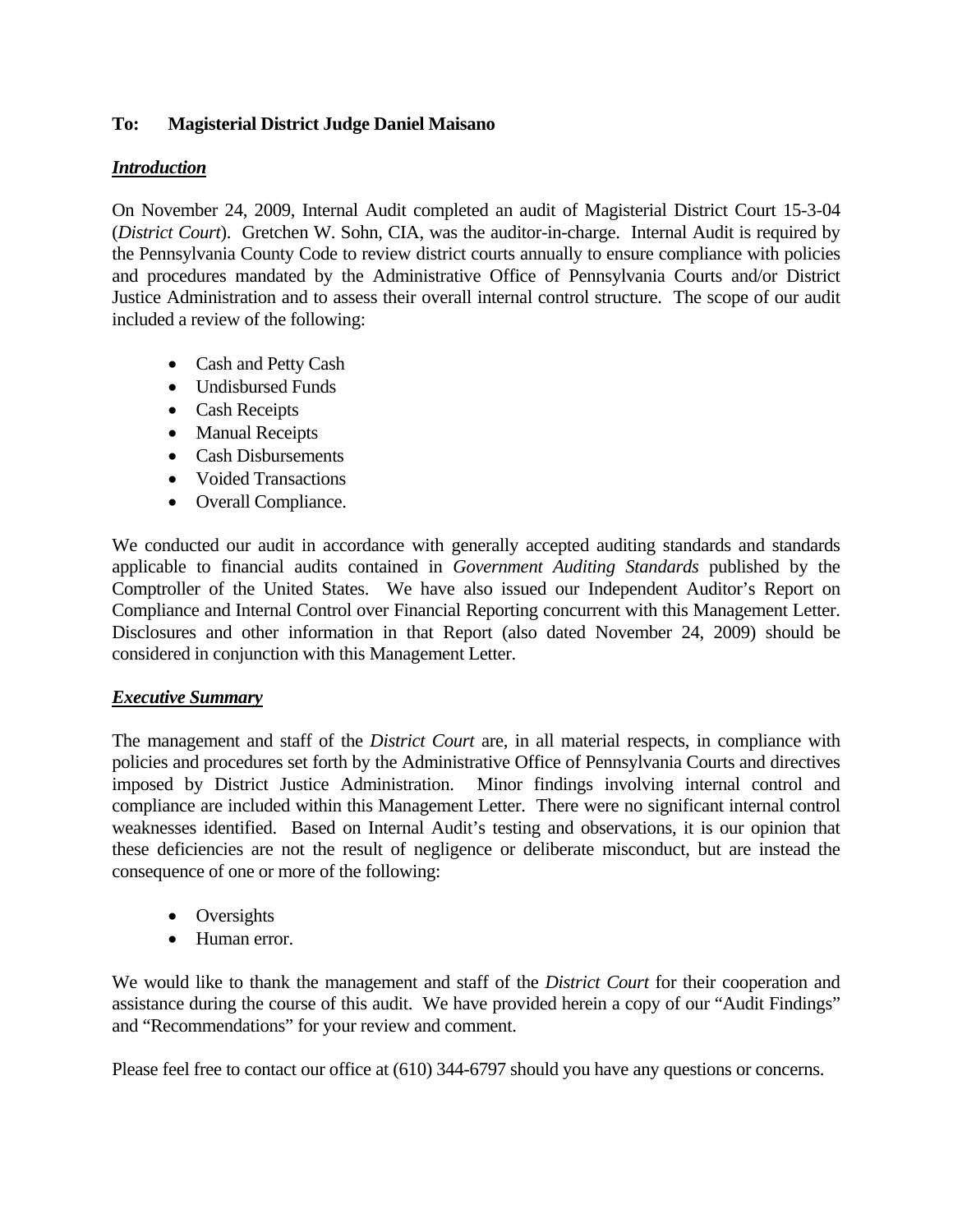**To: Magisterial District Judge Daniel Maisano**

## ***Introduction***

On November 24, 2009, Internal Audit completed an audit of Magisterial District Court 15-3-04 (*District Court*). Gretchen W. Sohn, CIA, was the auditor-in-charge. Internal Audit is required by the Pennsylvania County Code to review district courts annually to ensure compliance with policies and procedures mandated by the Administrative Office of Pennsylvania Courts and/or District Justice Administration and to assess their overall internal control structure. The scope of our audit included a review of the following:

- Cash and Petty Cash
- Undisbursed Funds
- Cash Receipts
- Manual Receipts
- Cash Disbursements
- Voided Transactions
- Overall Compliance.

We conducted our audit in accordance with generally accepted auditing standards and standards applicable to financial audits contained in *Government Auditing Standards* published by the Comptroller of the United States. We have also issued our Independent Auditor's Report on Compliance and Internal Control over Financial Reporting concurrent with this Management Letter. Disclosures and other information in that Report (also dated November 24, 2009) should be considered in conjunction with this Management Letter.

## ***Executive Summary***

The management and staff of the *District Court* are, in all material respects, in compliance with policies and procedures set forth by the Administrative Office of Pennsylvania Courts and directives imposed by District Justice Administration. Minor findings involving internal control and compliance are included within this Management Letter. There were no significant internal control weaknesses identified. Based on Internal Audit's testing and observations, it is our opinion that these deficiencies are not the result of negligence or deliberate misconduct, but are instead the consequence of one or more of the following:

- Oversights
- Human error.

We would like to thank the management and staff of the *District Court* for their cooperation and assistance during the course of this audit. We have provided herein a copy of our "Audit Findings" and "Recommendations" for your review and comment.

Please feel free to contact our office at (610) 344-6797 should you have any questions or concerns.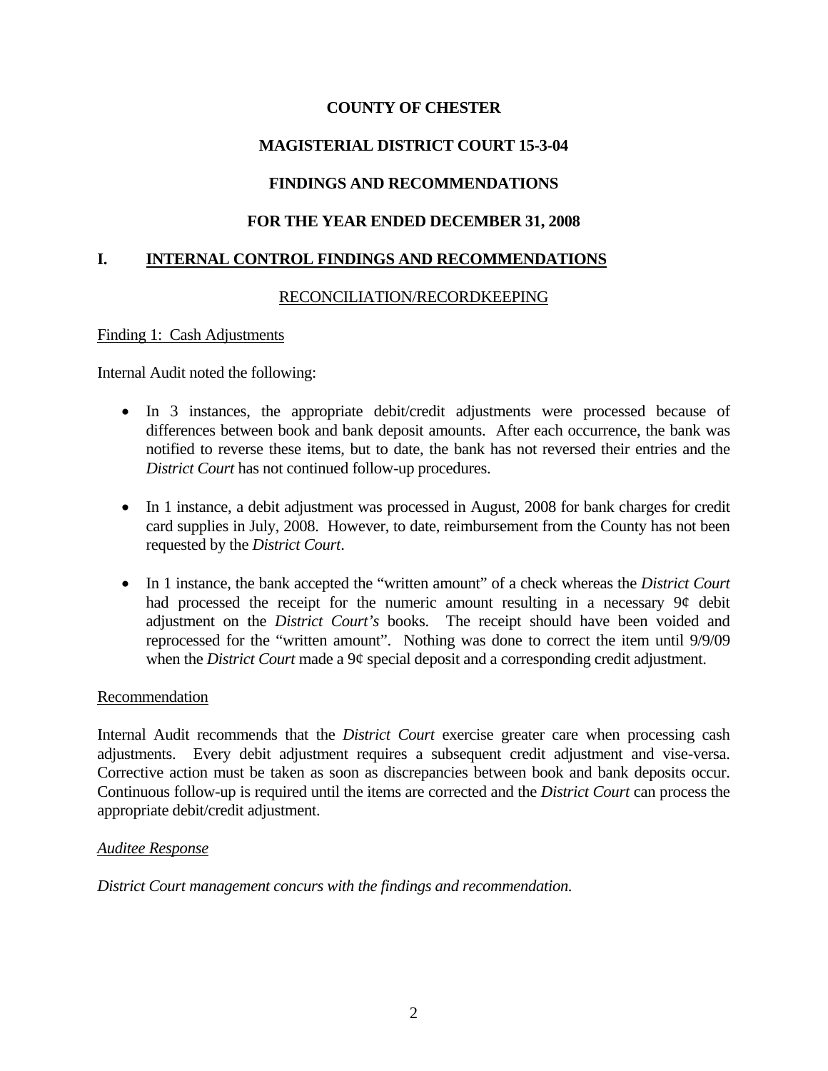# COUNTY OF CHESTER

## MAGISTERIAL DISTRICT COURT 15-3-04

## FINDINGS AND RECOMMENDATIONS

## FOR THE YEAR ENDED DECEMBER 31, 2008

## I. INTERNAL CONTROL FINDINGS AND RECOMMENDATIONS

### RECONCILIATION/RECORDKEEPING

Finding 1: Cash Adjustments

Internal Audit noted the following:

- In 3 instances, the appropriate debit/credit adjustments were processed because of differences between book and bank deposit amounts. After each occurrence, the bank was notified to reverse these items, but to date, the bank has not reversed their entries and the *District Court* has not continued follow-up procedures.
- In 1 instance, a debit adjustment was processed in August, 2008 for bank charges for credit card supplies in July, 2008. However, to date, reimbursement from the County has not been requested by the *District Court*.
- In 1 instance, the bank accepted the "written amount" of a check whereas the *District Court* had processed the receipt for the numeric amount resulting in a necessary 9¢ debit adjustment on the *District Court's* books. The receipt should have been voided and reprocessed for the "written amount". Nothing was done to correct the item until 9/9/09 when the *District Court* made a 9¢ special deposit and a corresponding credit adjustment.

Recommendation

Internal Audit recommends that the *District Court* exercise greater care when processing cash adjustments. Every debit adjustment requires a subsequent credit adjustment and vise-versa. Corrective action must be taken as soon as discrepancies between book and bank deposits occur. Continuous follow-up is required until the items are corrected and the *District Court* can process the appropriate debit/credit adjustment.

*Auditee Response*

*District Court management concurs with the findings and recommendation.*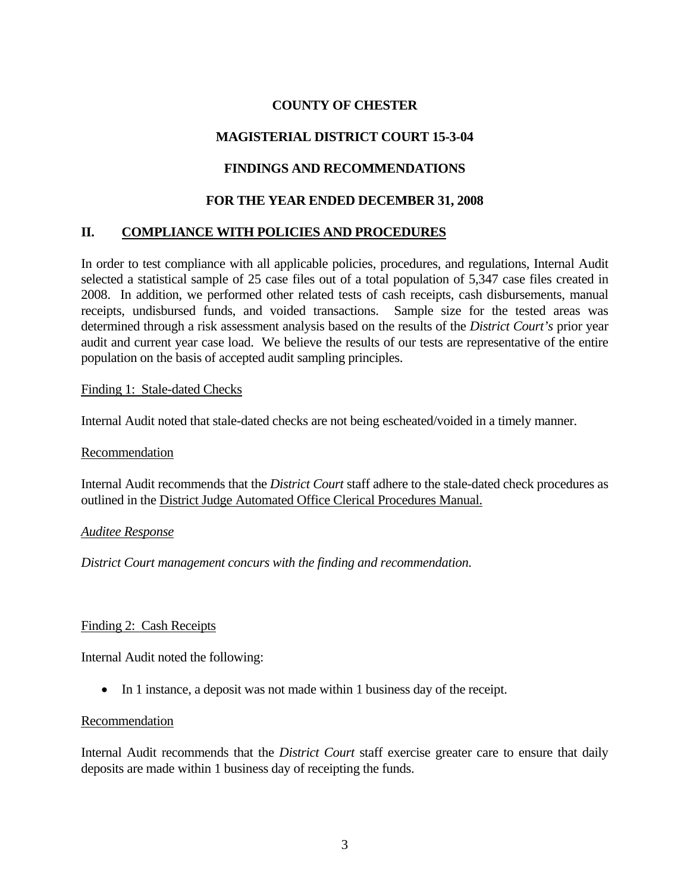**COUNTY OF CHESTER**

**MAGISTERIAL DISTRICT COURT 15-3-04**

**FINDINGS AND RECOMMENDATIONS**

**FOR THE YEAR ENDED DECEMBER 31, 2008**

## II. COMPLIANCE WITH POLICIES AND PROCEDURES

In order to test compliance with all applicable policies, procedures, and regulations, Internal Audit selected a statistical sample of 25 case files out of a total population of 5,347 case files created in 2008. In addition, we performed other related tests of cash receipts, cash disbursements, manual receipts, undisbursed funds, and voided transactions. Sample size for the tested areas was determined through a risk assessment analysis based on the results of the *District Court's* prior year audit and current year case load. We believe the results of our tests are representative of the entire population on the basis of accepted audit sampling principles.

Finding 1: Stale-dated Checks

Internal Audit noted that stale-dated checks are not being escheated/voided in a timely manner.

Recommendation

Internal Audit recommends that the *District Court* staff adhere to the stale-dated check procedures as outlined in the District Judge Automated Office Clerical Procedures Manual.

*Auditee Response*

*District Court management concurs with the finding and recommendation.*

Finding 2: Cash Receipts

Internal Audit noted the following:

- In 1 instance, a deposit was not made within 1 business day of the receipt.

Recommendation

Internal Audit recommends that the *District Court* staff exercise greater care to ensure that daily deposits are made within 1 business day of receipting the funds.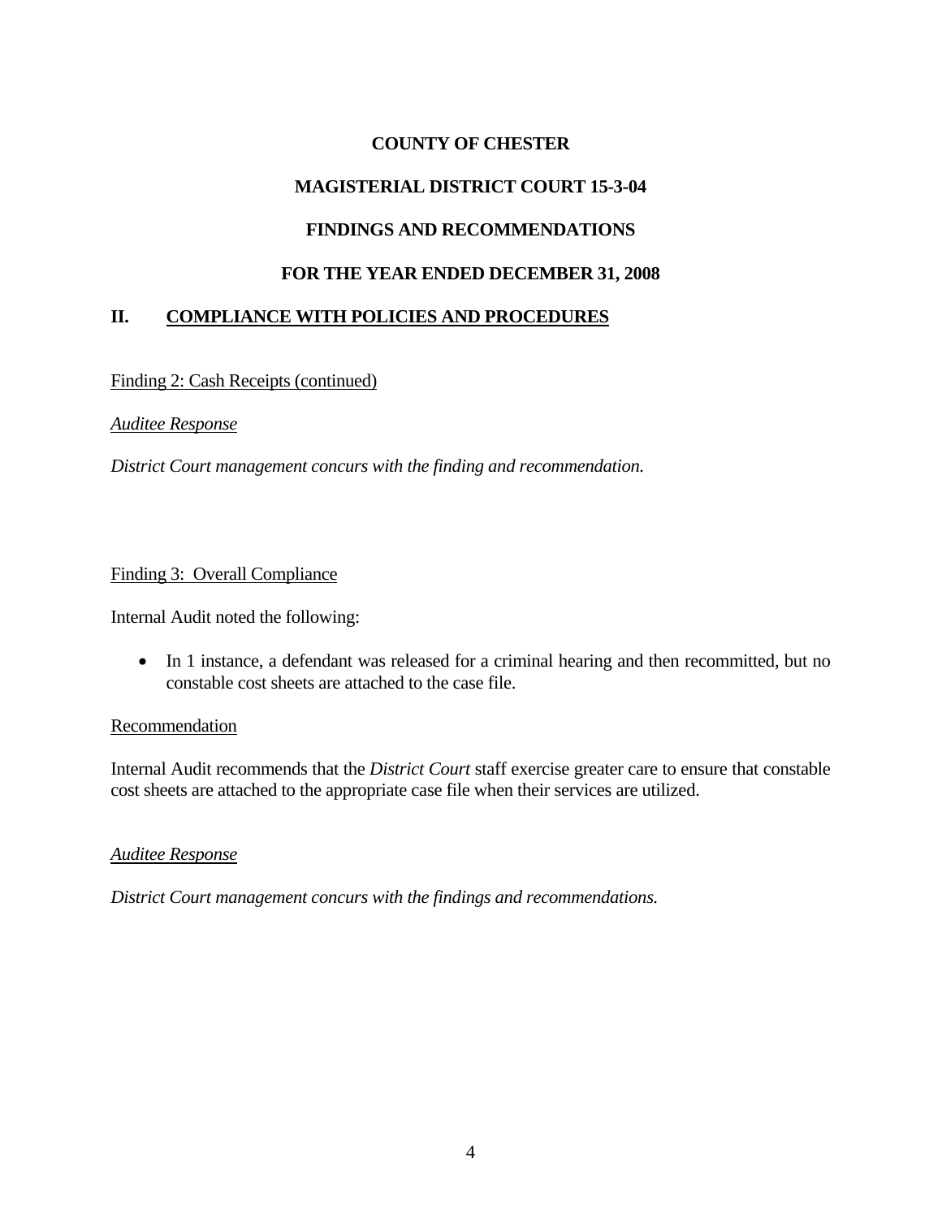**COUNTY OF CHESTER**

**MAGISTERIAL DISTRICT COURT 15-3-04**

**FINDINGS AND RECOMMENDATIONS**

**FOR THE YEAR ENDED DECEMBER 31, 2008**

## II. COMPLIANCE WITH POLICIES AND PROCEDURES

Finding 2: Cash Receipts (continued)

*Auditee Response*

*District Court management concurs with the finding and recommendation.*

Finding 3: Overall Compliance

Internal Audit noted the following:

- In 1 instance, a defendant was released for a criminal hearing and then recommitted, but no constable cost sheets are attached to the case file.

Recommendation

Internal Audit recommends that the *District Court* staff exercise greater care to ensure that constable cost sheets are attached to the appropriate case file when their services are utilized.

*Auditee Response*

*District Court management concurs with the findings and recommendations.*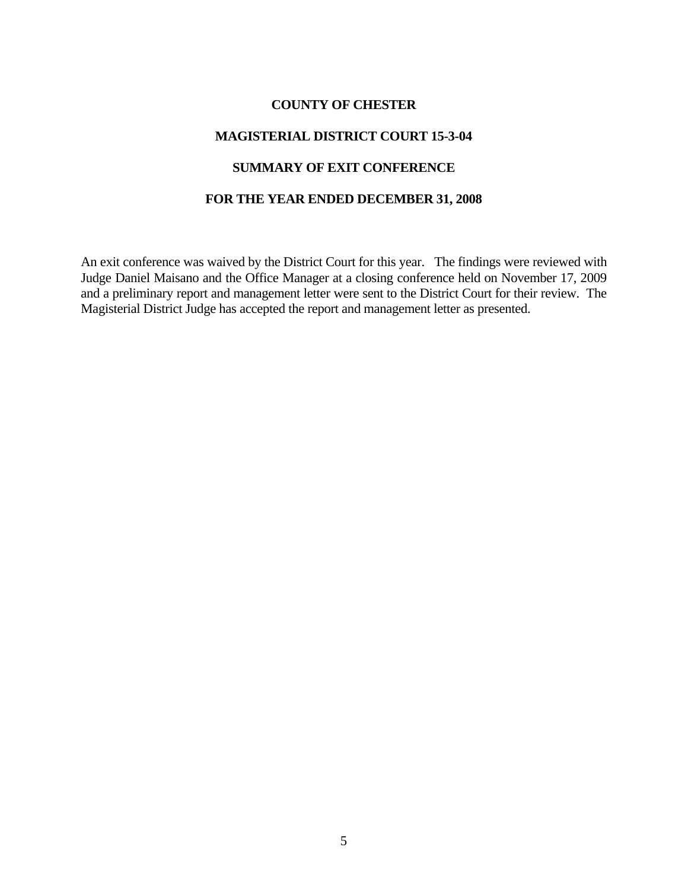# COUNTY OF CHESTER

## MAGISTERIAL DISTRICT COURT 15-3-04

## SUMMARY OF EXIT CONFERENCE

## FOR THE YEAR ENDED DECEMBER 31, 2008

An exit conference was waived by the District Court for this year. The findings were reviewed with Judge Daniel Maisano and the Office Manager at a closing conference held on November 17, 2009 and a preliminary report and management letter were sent to the District Court for their review. The Magisterial District Judge has accepted the report and management letter as presented.